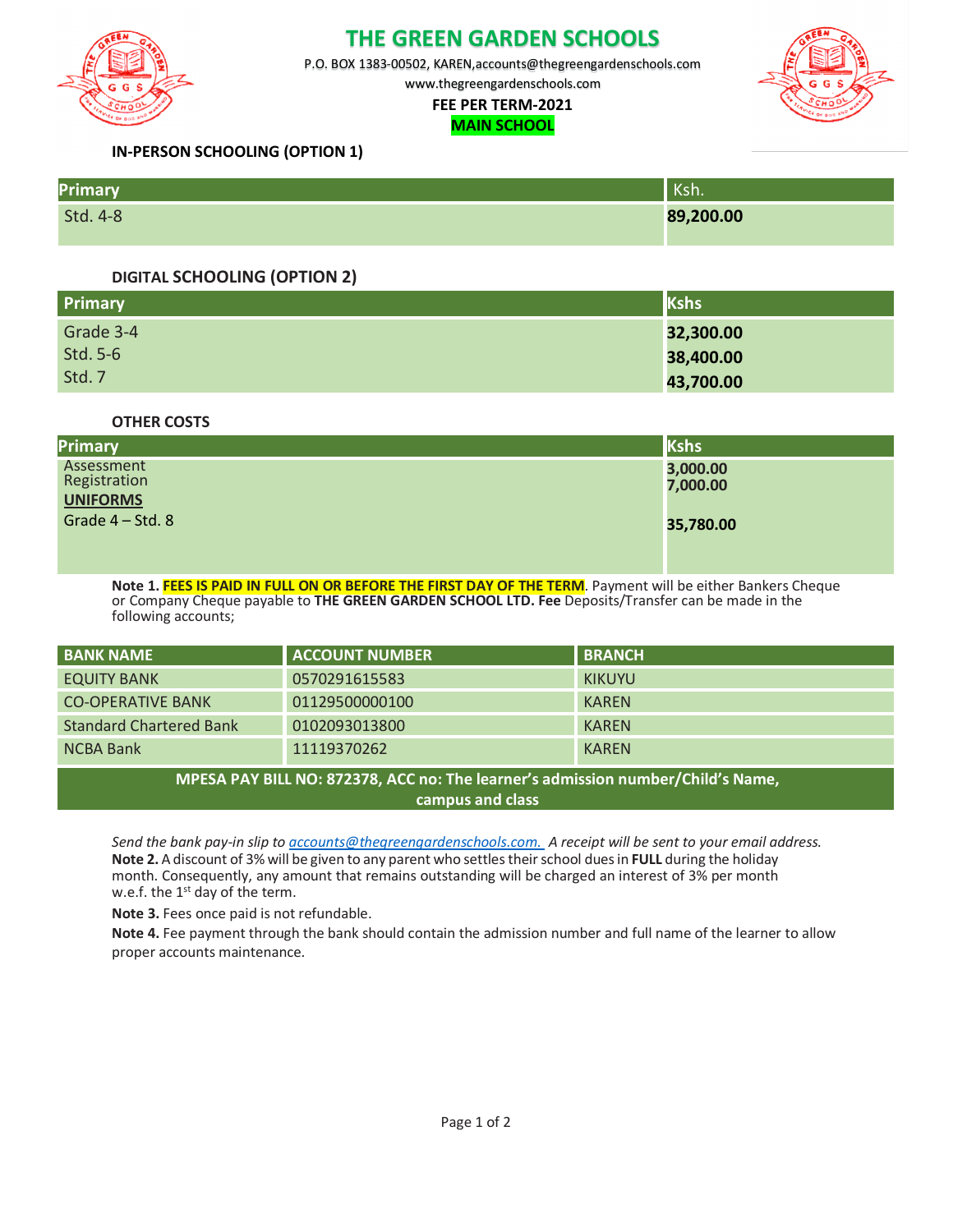# THE GREEN GARDEN SCHOOLS

P.O. BOX 1383-00502, KAREN,accounts@thegreengardenschools.com

www.thegreengardenschools.com

**FEE PER TERM-2021**

**MAIN SCHOOL**

### IN-PERSON SCHOOLING (OPTION 1)

| Primary | Ksh. |
|---|---|
| Std. 4-8 | **89,200.00** |

### DIGITAL SCHOOLING (OPTION 2)

| Primary | Kshs |
|---|---|
| Grade 3-4 | **32,300.00** |
| Std. 5-6 | **38,400.00** |
| Std. 7 | **43,700.00** |

### OTHER COSTS

| Primary | Kshs |
|---|---|
| Assessment | **3,000.00** |
| Registration | **7,000.00** |
| **UNIFORMS** | |
| Grade 4 – Std. 8 | **35,780.00** |

**Note 1. FEES IS PAID IN FULL ON OR BEFORE THE FIRST DAY OF THE TERM**. Payment will be either Bankers Cheque or Company Cheque payable to **THE GREEN GARDEN SCHOOL LTD. Fee** Deposits/Transfer can be made in the following accounts;

| BANK NAME | ACCOUNT NUMBER | BRANCH |
|---|---|---|
| EQUITY BANK | 0570291615583 | KIKUYU |
| CO-OPERATIVE BANK | 01129500000100 | KAREN |
| Standard Chartered Bank | 0102093013800 | KAREN |
| NCBA Bank | 11119370262 | KAREN |
| **MPESA PAY BILL NO: 872378, ACC no: The learner's admission number/Child's Name, campus and class** | | |

*Send the bank pay-in slip to accounts@thegreengardenschools.com. A receipt will be sent to your email address.*

**Note 2.** A discount of 3% will be given to any parent who settles their school dues in **FULL** during the holiday month. Consequently, any amount that remains outstanding will be charged an interest of 3% per month w.e.f. the 1st day of the term.

**Note 3.** Fees once paid is not refundable.

**Note 4.** Fee payment through the bank should contain the admission number and full name of the learner to allow proper accounts maintenance.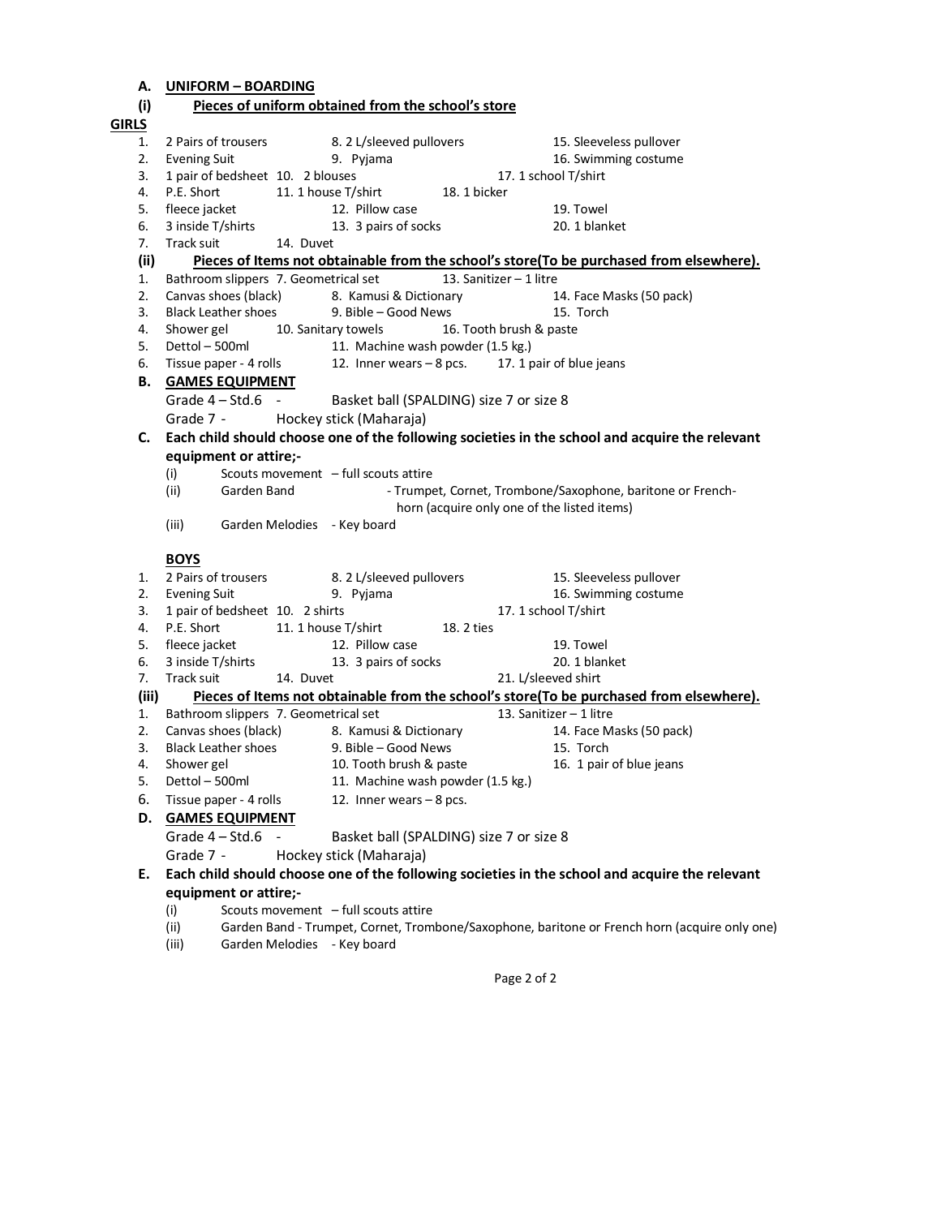## A. UNIFORM – BOARDING

### (i) Pieces of uniform obtained from the school's store

**GIRLS**

1. 2 Pairs of trousers
2. Evening Suit
3. 1 pair of bedsheet
4. P.E. Short
5. fleece jacket
6. 3 inside T/shirts
7. Track suit
8. 2 L/sleeved pullovers
9. Pyjama
10. 2 blouses
11. 1 house T/shirt
12. Pillow case
13. 3 pairs of socks
14. Duvet
15. Sleeveless pullover
16. Swimming costume
17. 1 school T/shirt
18. 1 bicker
19. Towel
20. 1 blanket

### (ii) Pieces of Items not obtainable from the school's store(To be purchased from elsewhere).

1. Bathroom slippers
2. Canvas shoes (black)
3. Black Leather shoes
4. Shower gel
5. Dettol – 500ml
6. Tissue paper - 4 rolls
7. Geometrical set
8. Kamusi & Dictionary
9. Bible – Good News
10. Sanitary towels
11. Machine wash powder (1.5 kg.)
12. Inner wears – 8 pcs.
13. Sanitizer – 1 litre
14. Face Masks (50 pack)
15. Torch
16. Tooth brush & paste
17. 1 pair of blue jeans

## B. GAMES EQUIPMENT

Grade 4 – Std.6 - Basket ball (SPALDING) size 7 or size 8

Grade 7 - Hockey stick (Maharaja)

## C. Each child should choose one of the following societies in the school and acquire the relevant equipment or attire;-

(i) Scouts movement – full scouts attire

(ii) Garden Band - Trumpet, Cornet, Trombone/Saxophone, baritone or French-horn (acquire only one of the listed items)

(iii) Garden Melodies - Key board

**BOYS**

1. 2 Pairs of trousers
2. Evening Suit
3. 1 pair of bedsheet
4. P.E. Short
5. fleece jacket
6. 3 inside T/shirts
7. Track suit
8. 2 L/sleeved pullovers
9. Pyjama
10. 2 shirts
11. 1 house T/shirt
12. Pillow case
13. 3 pairs of socks
14. Duvet
15. Sleeveless pullover
16. Swimming costume
17. 1 school T/shirt
18. 2 ties
19. Towel
20. 1 blanket
21. L/sleeved shirt

### (iii) Pieces of Items not obtainable from the school's store(To be purchased from elsewhere).

1. Bathroom slippers
2. Canvas shoes (black)
3. Black Leather shoes
4. Shower gel
5. Dettol – 500ml
6. Tissue paper - 4 rolls
7. Geometrical set
8. Kamusi & Dictionary
9. Bible – Good News
10. Tooth brush & paste
11. Machine wash powder (1.5 kg.)
12. Inner wears – 8 pcs.
13. Sanitizer – 1 litre
14. Face Masks (50 pack)
15. Torch
16. 1 pair of blue jeans

## D. GAMES EQUIPMENT

Grade 4 – Std.6 - Basket ball (SPALDING) size 7 or size 8

Grade 7 - Hockey stick (Maharaja)

## E. Each child should choose one of the following societies in the school and acquire the relevant equipment or attire;-

(i) Scouts movement – full scouts attire

(ii) Garden Band - Trumpet, Cornet, Trombone/Saxophone, baritone or French horn (acquire only one)

(iii) Garden Melodies - Key board